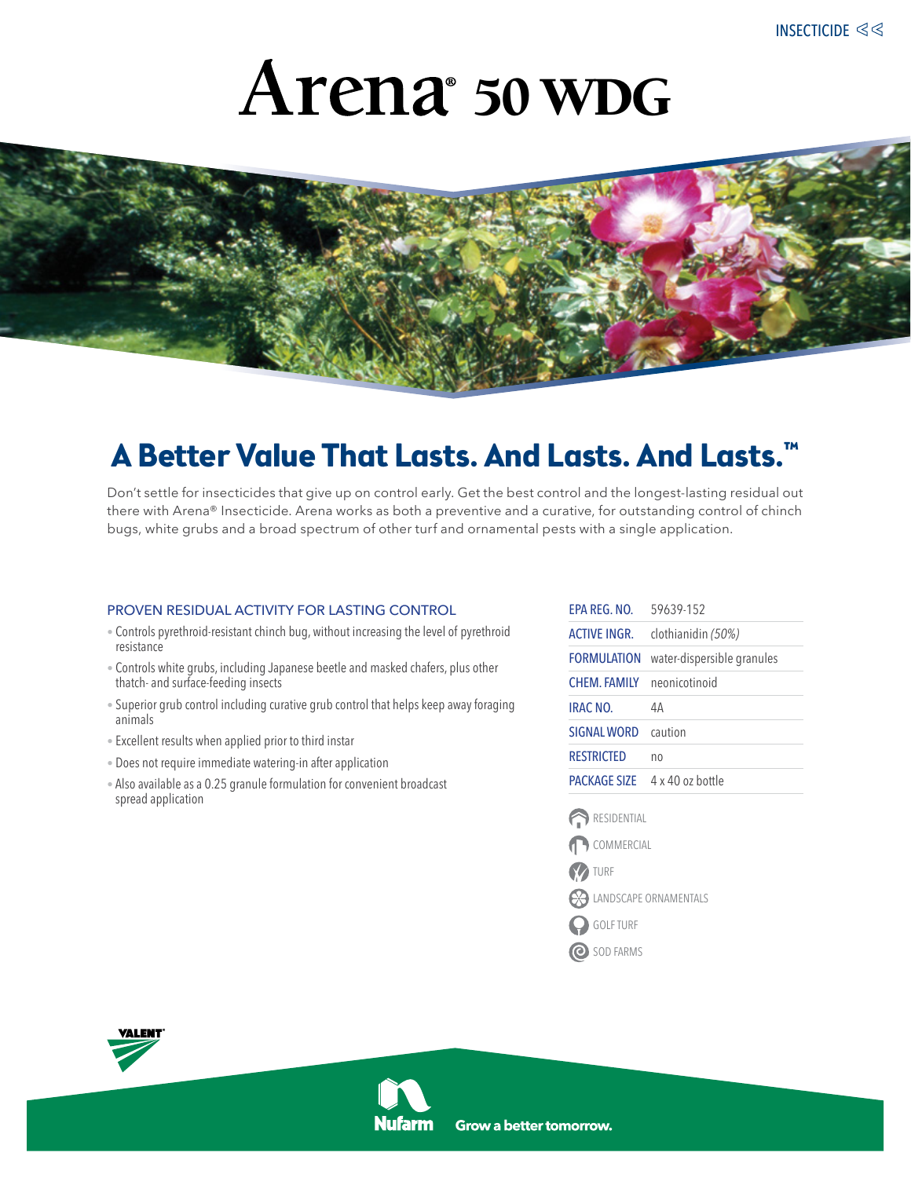INSECTICIDE

# Arena® 50 WDG

## A Better Value That Lasts. And Lasts. And Lasts.™

Don't settle for insecticides that give up on control early. Get the best control and the longest-lasting residual out there with Arena® Insecticide. Arena works as both a preventive and a curative, for outstanding control of chinch bugs, white grubs and a broad spectrum of other turf and ornamental pests with a single application.

### PROVEN RESIDUAL ACTIVITY FOR LASTING CONTROL

- Controls pyrethroid-resistant chinch bug, without increasing the level of pyrethroid resistance
- Controls white grubs, including Japanese beetle and masked chafers, plus other thatch- and surface-feeding insects
- Superior grub control including curative grub control that helps keep away foraging animals
- Excellent results when applied prior to third instar
- Does not require immediate watering-in after application
- Also available as a 0.25 granule formulation for convenient broadcast spread application

| | |
|---|---|
| EPA REG. NO. | 59639-152 |
| ACTIVE INGR. | clothianidin *(50%)* |
| FORMULATION | water-dispersible granules |
| CHEM. FAMILY | neonicotinoid |
| IRAC NO. | 4A |
| SIGNAL WORD | caution |
| RESTRICTED | no |
| PACKAGE SIZE | 4 x 40 oz bottle |

- RESIDENTIAL
- COMMERCIAL
- TURF
- LANDSCAPE ORNAMENTALS
- GOLF TURF
- SOD FARMS

VALENT

Nufarm Grow a better tomorrow.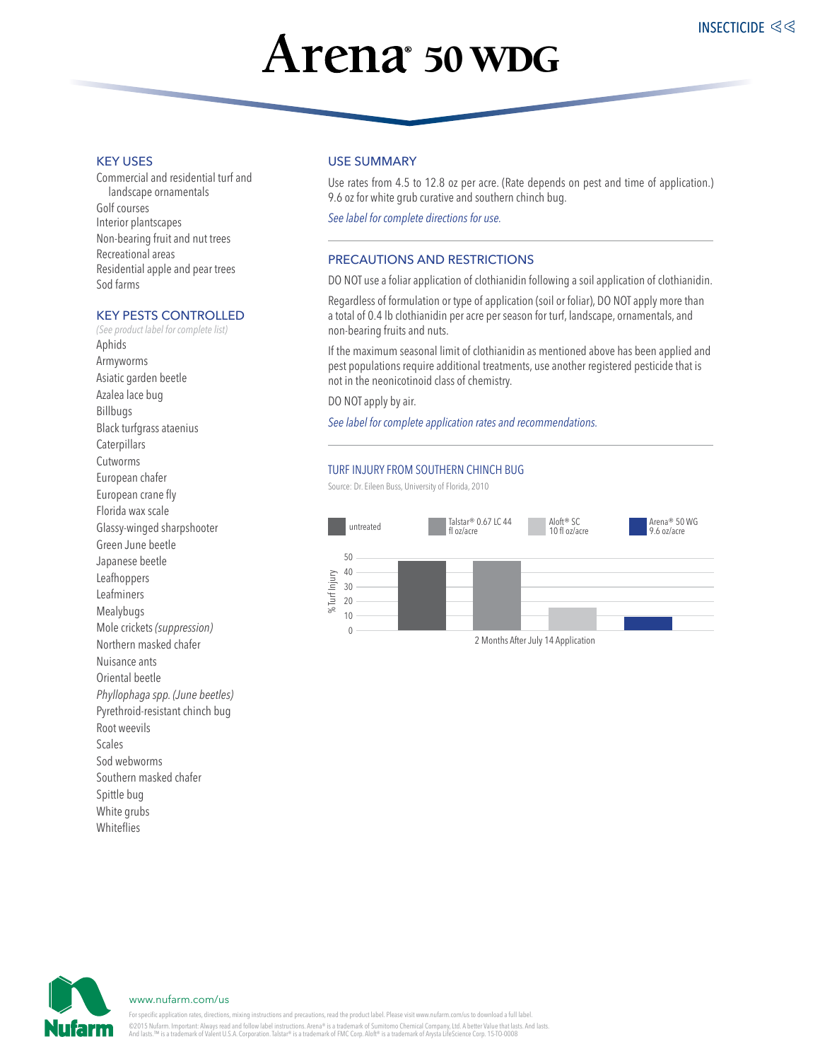INSECTICIDE

# Arena® 50 WDG

## KEY USES

- Commercial and residential turf and landscape ornamentals
- Golf courses
- Interior plantscapes
- Non-bearing fruit and nut trees
- Recreational areas
- Residential apple and pear trees
- Sod farms

## KEY PESTS CONTROLLED

*(See product label for complete list)*

- Aphids
- Armyworms
- Asiatic garden beetle
- Azalea lace bug
- Billbugs
- Black turfgrass ataenius
- Caterpillars
- Cutworms
- European chafer
- European crane fly
- Florida wax scale
- Glassy-winged sharpshooter
- Green June beetle
- Japanese beetle
- Leafhoppers
- Leafminers
- Mealybugs
- Mole crickets *(suppression)*
- Northern masked chafer
- Nuisance ants
- Oriental beetle
- *Phyllophaga spp. (June beetles)*
- Pyrethroid-resistant chinch bug
- Root weevils
- Scales
- Sod webworms
- Southern masked chafer
- Spittle bug
- White grubs
- Whiteflies

## USE SUMMARY

Use rates from 4.5 to 12.8 oz per acre. (Rate depends on pest and time of application.) 9.6 oz for white grub curative and southern chinch bug.

*See label for complete directions for use.*

## PRECAUTIONS AND RESTRICTIONS

DO NOT use a foliar application of clothianidin following a soil application of clothianidin.

Regardless of formulation or type of application (soil or foliar), DO NOT apply more than a total of 0.4 lb clothianidin per acre per season for turf, landscape, ornamentals, and non-bearing fruits and nuts.

If the maximum seasonal limit of clothianidin as mentioned above has been applied and pest populations require additional treatments, use another registered pesticide that is not in the neonicotinoid class of chemistry.

DO NOT apply by air.

*See label for complete application rates and recommendations.*

## TURF INJURY FROM SOUTHERN CHINCH BUG

Source: Dr. Eileen Buss, University of Florida, 2010

untreated
Talstar® 0.67 LC 44 fl oz/acre
Aloft® SC 10 fl oz/acre
Arena® 50 WG 9.6 oz/acre

% Turf Injury
50
40
30
20
10
0

2 Months After July 14 Application

www.nufarm.com/us

For specific application rates, directions, mixing instructions and precautions, read the product label. Please visit www.nufarm.com/us to download a full label.
©2015 Nufarm. Important: Always read and follow label instructions. Arena® is a trademark of Sumitomo Chemical Company, Ltd. A better Value that lasts. And lasts. And lasts.™ is a trademark of Valent U.S.A. Corporation. Talstar® is a trademark of FMC Corp. Aloft® is a trademark of Arysta LifeScience Corp. 15-TO-0008